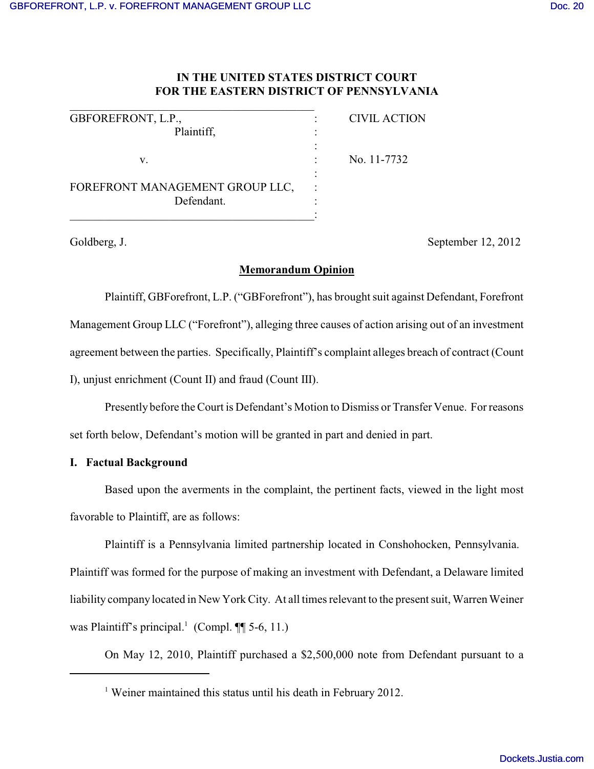**IN THE UNITED STATES DISTRICT COURT**
**FOR THE EASTERN DISTRICT OF PENNSYLVANIA**

| | | |
|---|---|---|
| GBFOREFRONT, L.P., Plaintiff, | : | CIVIL ACTION |
| v. | : | No. 11-7732 |
| FOREFRONT MANAGEMENT GROUP LLC, Defendant. | : | |

Goldberg, J. September 12, 2012

**Memorandum Opinion**

Plaintiff, GBForefront, L.P. ("GBForefront"), has brought suit against Defendant, Forefront Management Group LLC ("Forefront"), alleging three causes of action arising out of an investment agreement between the parties. Specifically, Plaintiff's complaint alleges breach of contract (Count I), unjust enrichment (Count II) and fraud (Count III).

Presently before the Court is Defendant's Motion to Dismiss or Transfer Venue. For reasons set forth below, Defendant's motion will be granted in part and denied in part.

**I. Factual Background**

Based upon the averments in the complaint, the pertinent facts, viewed in the light most favorable to Plaintiff, are as follows:

Plaintiff is a Pennsylvania limited partnership located in Conshohocken, Pennsylvania. Plaintiff was formed for the purpose of making an investment with Defendant, a Delaware limited liability company located in New York City. At all times relevant to the present suit, Warren Weiner was Plaintiff's principal.[1] (Compl. ¶¶ 5-6, 11.)

On May 12, 2010, Plaintiff purchased a $2,500,000 note from Defendant pursuant to a

[1] Weiner maintained this status until his death in February 2012.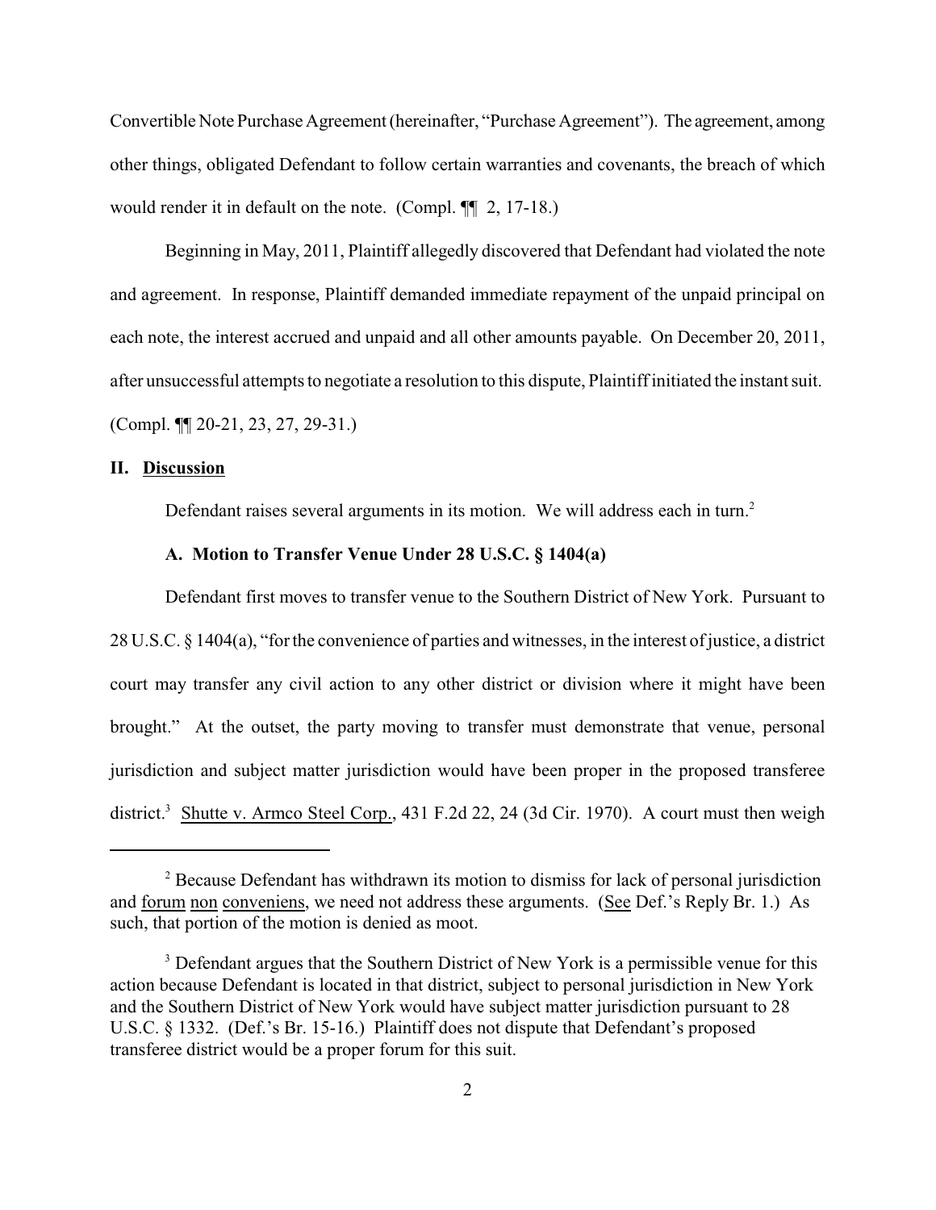Convertible Note Purchase Agreement (hereinafter, "Purchase Agreement"). The agreement, among other things, obligated Defendant to follow certain warranties and covenants, the breach of which would render it in default on the note. (Compl. ¶¶ 2, 17-18.)

Beginning in May, 2011, Plaintiff allegedly discovered that Defendant had violated the note and agreement. In response, Plaintiff demanded immediate repayment of the unpaid principal on each note, the interest accrued and unpaid and all other amounts payable. On December 20, 2011, after unsuccessful attempts to negotiate a resolution to this dispute, Plaintiff initiated the instant suit. (Compl. ¶¶ 20-21, 23, 27, 29-31.)

## II. Discussion

Defendant raises several arguments in its motion. We will address each in turn.[2]

### A. Motion to Transfer Venue Under 28 U.S.C. § 1404(a)

Defendant first moves to transfer venue to the Southern District of New York. Pursuant to 28 U.S.C. § 1404(a), "for the convenience of parties and witnesses, in the interest of justice, a district court may transfer any civil action to any other district or division where it might have been brought." At the outset, the party moving to transfer must demonstrate that venue, personal jurisdiction and subject matter jurisdiction would have been proper in the proposed transferee district.[3] Shutte v. Armco Steel Corp., 431 F.2d 22, 24 (3d Cir. 1970). A court must then weigh

---

[2] Because Defendant has withdrawn its motion to dismiss for lack of personal jurisdiction and forum non conveniens, we need not address these arguments. (See Def.'s Reply Br. 1.) As such, that portion of the motion is denied as moot.

[3] Defendant argues that the Southern District of New York is a permissible venue for this action because Defendant is located in that district, subject to personal jurisdiction in New York and the Southern District of New York would have subject matter jurisdiction pursuant to 28 U.S.C. § 1332. (Def.'s Br. 15-16.) Plaintiff does not dispute that Defendant's proposed transferee district would be a proper forum for this suit.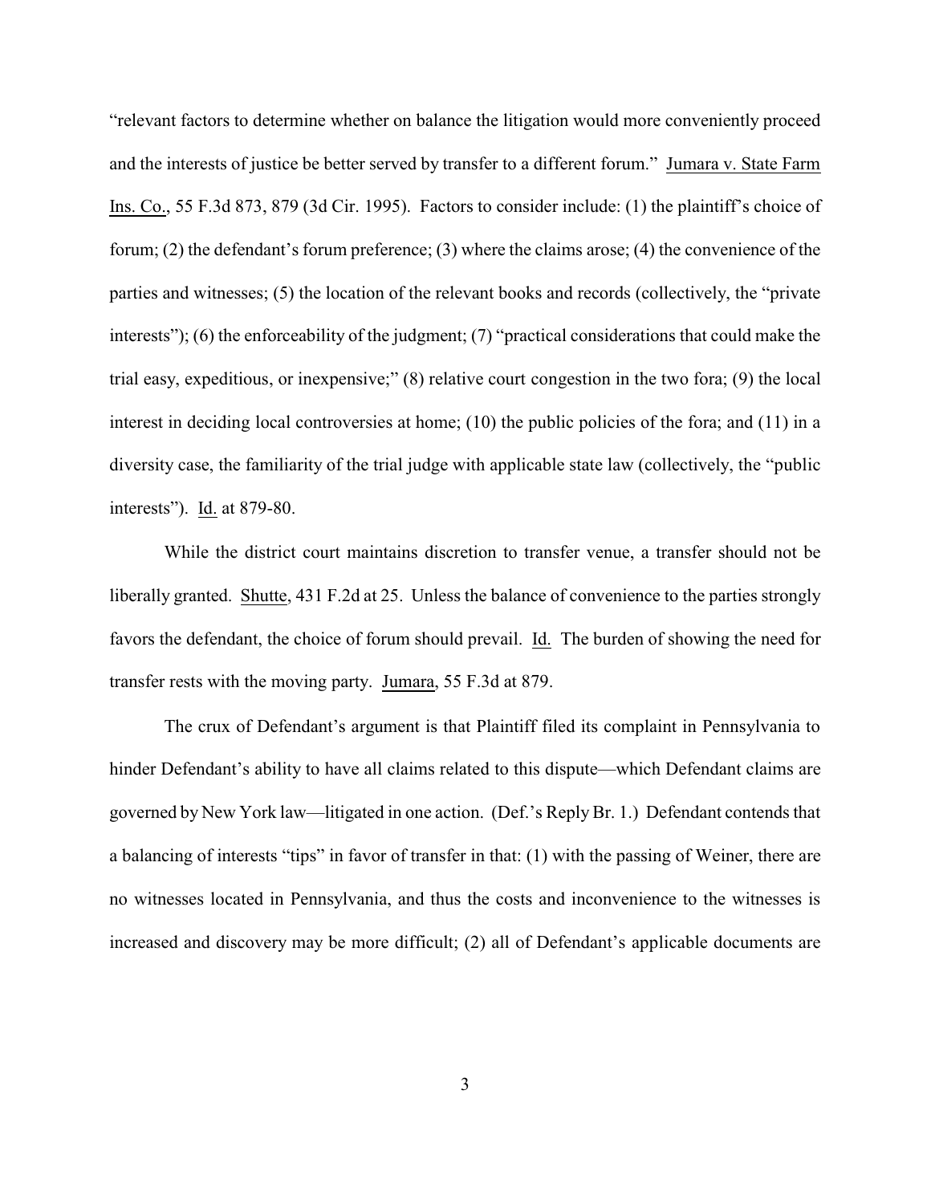"relevant factors to determine whether on balance the litigation would more conveniently proceed and the interests of justice be better served by transfer to a different forum." Jumara v. State Farm Ins. Co., 55 F.3d 873, 879 (3d Cir. 1995). Factors to consider include: (1) the plaintiff's choice of forum; (2) the defendant's forum preference; (3) where the claims arose; (4) the convenience of the parties and witnesses; (5) the location of the relevant books and records (collectively, the "private interests"); (6) the enforceability of the judgment; (7) "practical considerations that could make the trial easy, expeditious, or inexpensive;" (8) relative court congestion in the two fora; (9) the local interest in deciding local controversies at home; (10) the public policies of the fora; and (11) in a diversity case, the familiarity of the trial judge with applicable state law (collectively, the "public interests"). Id. at 879-80.

While the district court maintains discretion to transfer venue, a transfer should not be liberally granted. Shutte, 431 F.2d at 25. Unless the balance of convenience to the parties strongly favors the defendant, the choice of forum should prevail. Id. The burden of showing the need for transfer rests with the moving party. Jumara, 55 F.3d at 879.

The crux of Defendant's argument is that Plaintiff filed its complaint in Pennsylvania to hinder Defendant's ability to have all claims related to this dispute—which Defendant claims are governed by New York law—litigated in one action. (Def.'s Reply Br. 1.) Defendant contends that a balancing of interests "tips" in favor of transfer in that: (1) with the passing of Weiner, there are no witnesses located in Pennsylvania, and thus the costs and inconvenience to the witnesses is increased and discovery may be more difficult; (2) all of Defendant's applicable documents are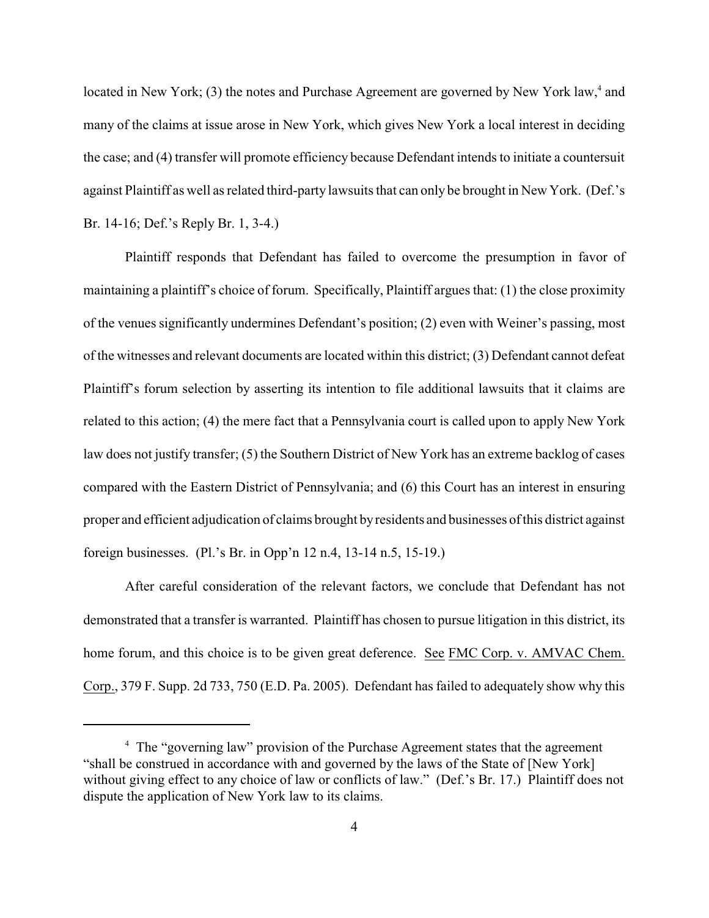located in New York; (3) the notes and Purchase Agreement are governed by New York law,[4] and many of the claims at issue arose in New York, which gives New York a local interest in deciding the case; and (4) transfer will promote efficiency because Defendant intends to initiate a countersuit against Plaintiff as well as related third-party lawsuits that can only be brought in New York. (Def.'s Br. 14-16; Def.'s Reply Br. 1, 3-4.)

Plaintiff responds that Defendant has failed to overcome the presumption in favor of maintaining a plaintiff's choice of forum. Specifically, Plaintiff argues that: (1) the close proximity of the venues significantly undermines Defendant's position; (2) even with Weiner's passing, most of the witnesses and relevant documents are located within this district; (3) Defendant cannot defeat Plaintiff's forum selection by asserting its intention to file additional lawsuits that it claims are related to this action; (4) the mere fact that a Pennsylvania court is called upon to apply New York law does not justify transfer; (5) the Southern District of New York has an extreme backlog of cases compared with the Eastern District of Pennsylvania; and (6) this Court has an interest in ensuring proper and efficient adjudication of claims brought by residents and businesses of this district against foreign businesses. (Pl.'s Br. in Opp'n 12 n.4, 13-14 n.5, 15-19.)

After careful consideration of the relevant factors, we conclude that Defendant has not demonstrated that a transfer is warranted. Plaintiff has chosen to pursue litigation in this district, its home forum, and this choice is to be given great deference. See FMC Corp. v. AMVAC Chem. Corp., 379 F. Supp. 2d 733, 750 (E.D. Pa. 2005). Defendant has failed to adequately show why this

[4] The "governing law" provision of the Purchase Agreement states that the agreement "shall be construed in accordance with and governed by the laws of the State of [New York] without giving effect to any choice of law or conflicts of law." (Def.'s Br. 17.) Plaintiff does not dispute the application of New York law to its claims.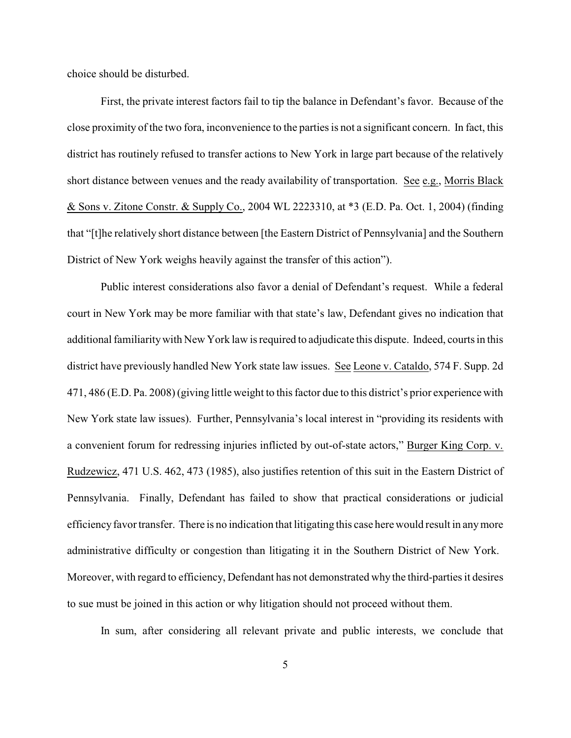choice should be disturbed.

First, the private interest factors fail to tip the balance in Defendant's favor. Because of the close proximity of the two fora, inconvenience to the parties is not a significant concern. In fact, this district has routinely refused to transfer actions to New York in large part because of the relatively short distance between venues and the ready availability of transportation. See e.g., Morris Black & Sons v. Zitone Constr. & Supply Co., 2004 WL 2223310, at *3 (E.D. Pa. Oct. 1, 2004) (finding that "[t]he relatively short distance between [the Eastern District of Pennsylvania] and the Southern District of New York weighs heavily against the transfer of this action").

Public interest considerations also favor a denial of Defendant's request. While a federal court in New York may be more familiar with that state's law, Defendant gives no indication that additional familiarity with New York law is required to adjudicate this dispute. Indeed, courts in this district have previously handled New York state law issues. See Leone v. Cataldo, 574 F. Supp. 2d 471, 486 (E.D. Pa. 2008) (giving little weight to this factor due to this district's prior experience with New York state law issues). Further, Pennsylvania's local interest in "providing its residents with a convenient forum for redressing injuries inflicted by out-of-state actors," Burger King Corp. v. Rudzewicz, 471 U.S. 462, 473 (1985), also justifies retention of this suit in the Eastern District of Pennsylvania. Finally, Defendant has failed to show that practical considerations or judicial efficiency favor transfer. There is no indication that litigating this case here would result in any more administrative difficulty or congestion than litigating it in the Southern District of New York. Moreover, with regard to efficiency, Defendant has not demonstrated why the third-parties it desires to sue must be joined in this action or why litigation should not proceed without them.

In sum, after considering all relevant private and public interests, we conclude that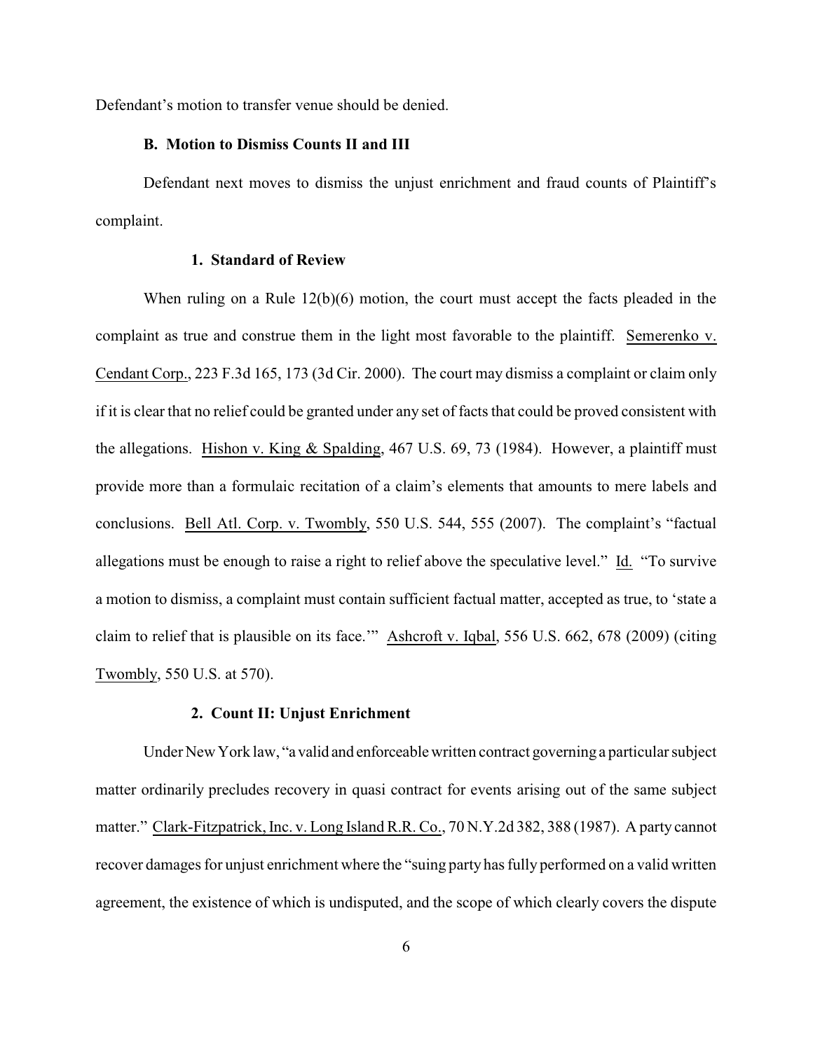Defendant's motion to transfer venue should be denied.

### B. Motion to Dismiss Counts II and III

Defendant next moves to dismiss the unjust enrichment and fraud counts of Plaintiff's complaint.

#### 1. Standard of Review

When ruling on a Rule 12(b)(6) motion, the court must accept the facts pleaded in the complaint as true and construe them in the light most favorable to the plaintiff. Semerenko v. Cendant Corp., 223 F.3d 165, 173 (3d Cir. 2000). The court may dismiss a complaint or claim only if it is clear that no relief could be granted under any set of facts that could be proved consistent with the allegations. Hishon v. King & Spalding, 467 U.S. 69, 73 (1984). However, a plaintiff must provide more than a formulaic recitation of a claim's elements that amounts to mere labels and conclusions. Bell Atl. Corp. v. Twombly, 550 U.S. 544, 555 (2007). The complaint's "factual allegations must be enough to raise a right to relief above the speculative level." Id. "To survive a motion to dismiss, a complaint must contain sufficient factual matter, accepted as true, to 'state a claim to relief that is plausible on its face.'" Ashcroft v. Iqbal, 556 U.S. 662, 678 (2009) (citing Twombly, 550 U.S. at 570).

#### 2. Count II: Unjust Enrichment

Under New York law, "a valid and enforceable written contract governing a particular subject matter ordinarily precludes recovery in quasi contract for events arising out of the same subject matter." Clark-Fitzpatrick, Inc. v. Long Island R.R. Co., 70 N.Y.2d 382, 388 (1987). A party cannot recover damages for unjust enrichment where the "suing party has fully performed on a valid written agreement, the existence of which is undisputed, and the scope of which clearly covers the dispute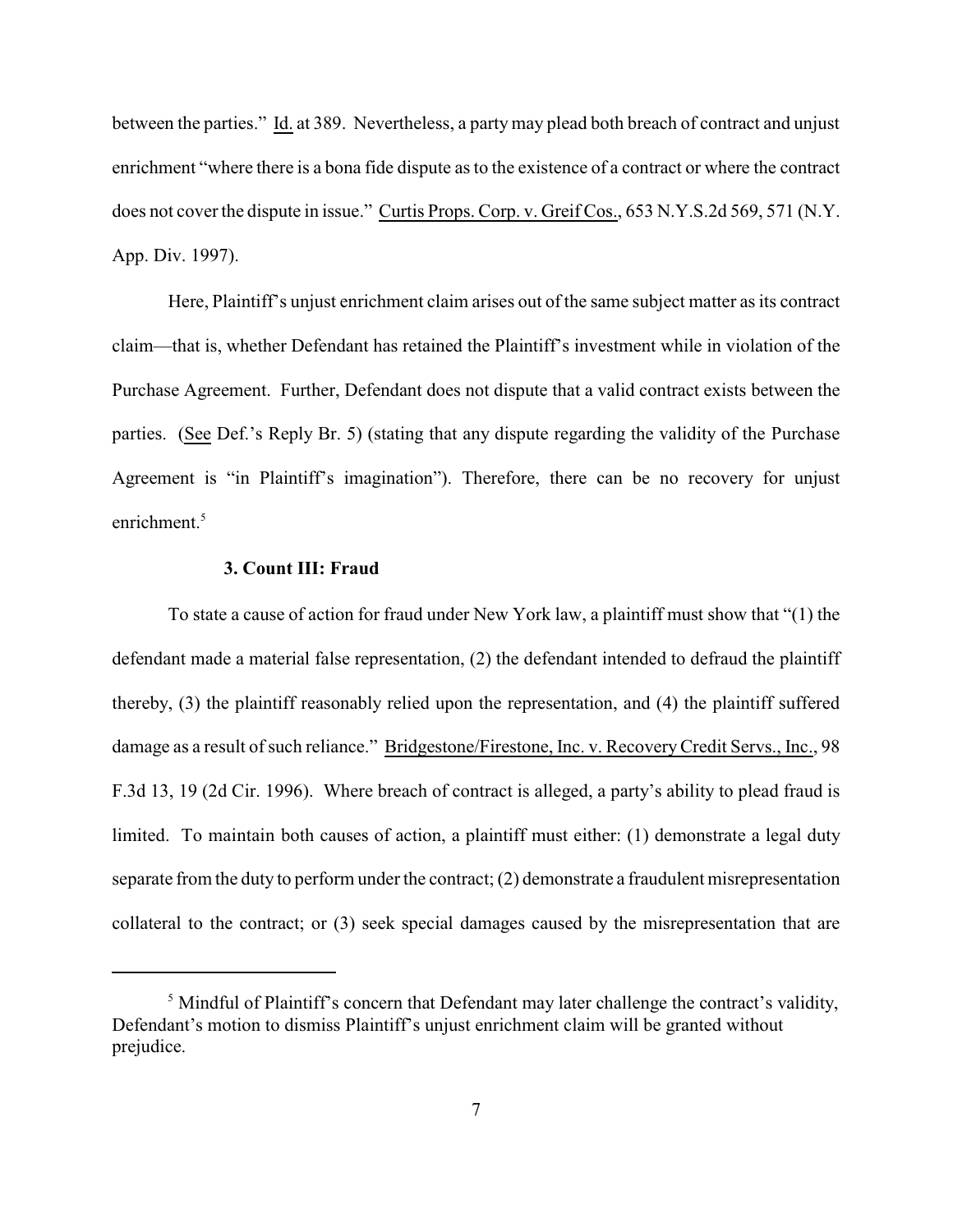between the parties." Id. at 389. Nevertheless, a party may plead both breach of contract and unjust enrichment "where there is a bona fide dispute as to the existence of a contract or where the contract does not cover the dispute in issue." Curtis Props. Corp. v. Greif Cos., 653 N.Y.S.2d 569, 571 (N.Y. App. Div. 1997).

Here, Plaintiff's unjust enrichment claim arises out of the same subject matter as its contract claim—that is, whether Defendant has retained the Plaintiff's investment while in violation of the Purchase Agreement. Further, Defendant does not dispute that a valid contract exists between the parties. (See Def.'s Reply Br. 5) (stating that any dispute regarding the validity of the Purchase Agreement is "in Plaintiff's imagination"). Therefore, there can be no recovery for unjust enrichment.[5]

### 3. Count III: Fraud

To state a cause of action for fraud under New York law, a plaintiff must show that "(1) the defendant made a material false representation, (2) the defendant intended to defraud the plaintiff thereby, (3) the plaintiff reasonably relied upon the representation, and (4) the plaintiff suffered damage as a result of such reliance." Bridgestone/Firestone, Inc. v. Recovery Credit Servs., Inc., 98 F.3d 13, 19 (2d Cir. 1996). Where breach of contract is alleged, a party's ability to plead fraud is limited. To maintain both causes of action, a plaintiff must either: (1) demonstrate a legal duty separate from the duty to perform under the contract; (2) demonstrate a fraudulent misrepresentation collateral to the contract; or (3) seek special damages caused by the misrepresentation that are

[5] Mindful of Plaintiff's concern that Defendant may later challenge the contract's validity, Defendant's motion to dismiss Plaintiff's unjust enrichment claim will be granted without prejudice.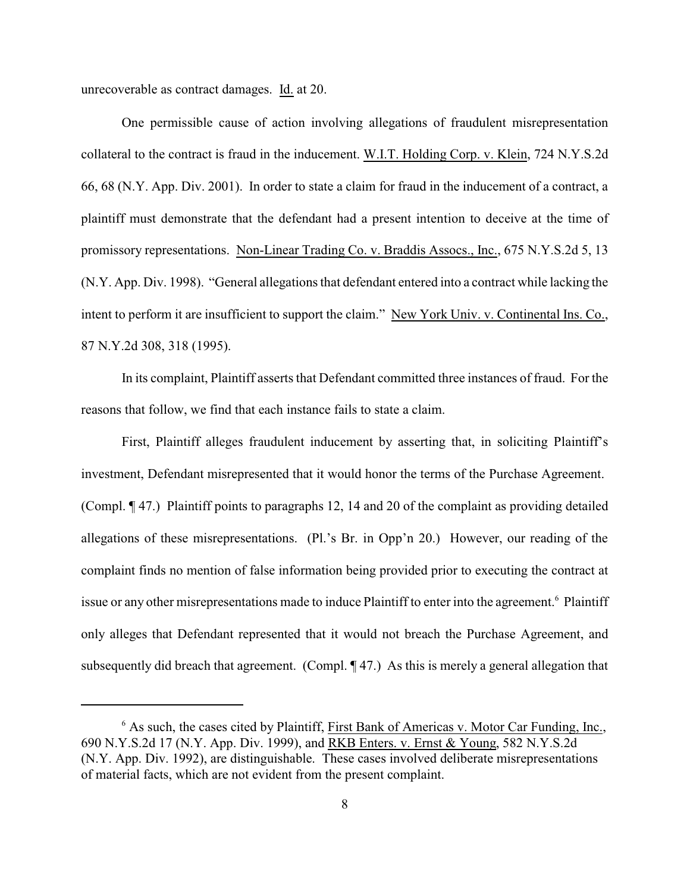unrecoverable as contract damages. Id. at 20.

One permissible cause of action involving allegations of fraudulent misrepresentation collateral to the contract is fraud in the inducement. W.I.T. Holding Corp. v. Klein, 724 N.Y.S.2d 66, 68 (N.Y. App. Div. 2001). In order to state a claim for fraud in the inducement of a contract, a plaintiff must demonstrate that the defendant had a present intention to deceive at the time of promissory representations. Non-Linear Trading Co. v. Braddis Assocs., Inc., 675 N.Y.S.2d 5, 13 (N.Y. App. Div. 1998). "General allegations that defendant entered into a contract while lacking the intent to perform it are insufficient to support the claim." New York Univ. v. Continental Ins. Co., 87 N.Y.2d 308, 318 (1995).

In its complaint, Plaintiff asserts that Defendant committed three instances of fraud. For the reasons that follow, we find that each instance fails to state a claim.

First, Plaintiff alleges fraudulent inducement by asserting that, in soliciting Plaintiff's investment, Defendant misrepresented that it would honor the terms of the Purchase Agreement. (Compl. ¶ 47.) Plaintiff points to paragraphs 12, 14 and 20 of the complaint as providing detailed allegations of these misrepresentations. (Pl.'s Br. in Opp'n 20.) However, our reading of the complaint finds no mention of false information being provided prior to executing the contract at issue or any other misrepresentations made to induce Plaintiff to enter into the agreement.[6] Plaintiff only alleges that Defendant represented that it would not breach the Purchase Agreement, and subsequently did breach that agreement. (Compl. ¶ 47.) As this is merely a general allegation that

---

[6] As such, the cases cited by Plaintiff, First Bank of Americas v. Motor Car Funding, Inc., 690 N.Y.S.2d 17 (N.Y. App. Div. 1999), and RKB Enters. v. Ernst & Young, 582 N.Y.S.2d (N.Y. App. Div. 1992), are distinguishable. These cases involved deliberate misrepresentations of material facts, which are not evident from the present complaint.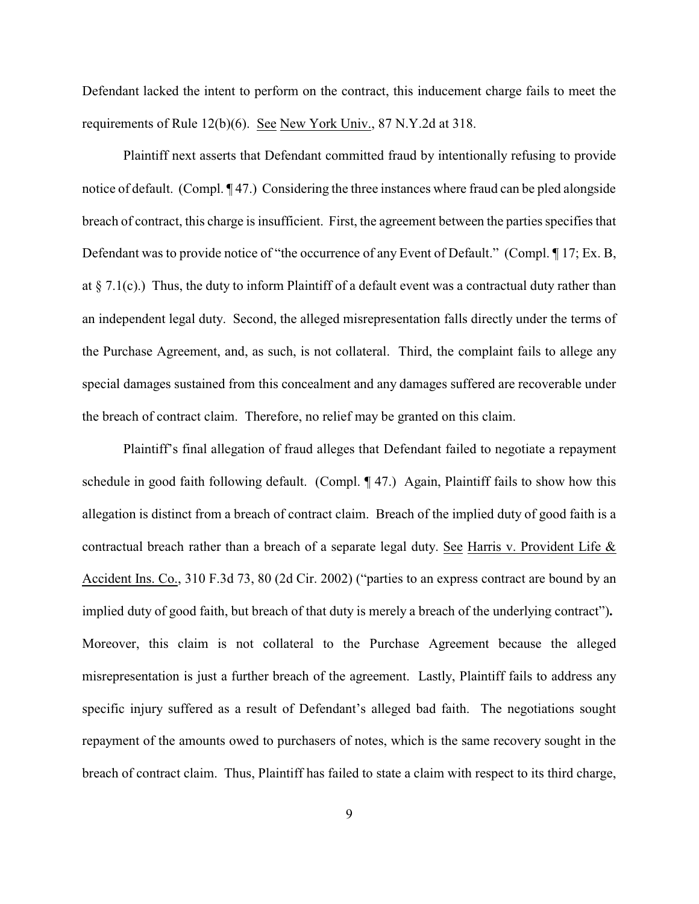Defendant lacked the intent to perform on the contract, this inducement charge fails to meet the requirements of Rule 12(b)(6). See New York Univ., 87 N.Y.2d at 318.

Plaintiff next asserts that Defendant committed fraud by intentionally refusing to provide notice of default. (Compl. ¶ 47.) Considering the three instances where fraud can be pled alongside breach of contract, this charge is insufficient. First, the agreement between the parties specifies that Defendant was to provide notice of "the occurrence of any Event of Default." (Compl. ¶ 17; Ex. B, at § 7.1(c).) Thus, the duty to inform Plaintiff of a default event was a contractual duty rather than an independent legal duty. Second, the alleged misrepresentation falls directly under the terms of the Purchase Agreement, and, as such, is not collateral. Third, the complaint fails to allege any special damages sustained from this concealment and any damages suffered are recoverable under the breach of contract claim. Therefore, no relief may be granted on this claim.

Plaintiff's final allegation of fraud alleges that Defendant failed to negotiate a repayment schedule in good faith following default. (Compl. ¶ 47.) Again, Plaintiff fails to show how this allegation is distinct from a breach of contract claim. Breach of the implied duty of good faith is a contractual breach rather than a breach of a separate legal duty. See Harris v. Provident Life & Accident Ins. Co., 310 F.3d 73, 80 (2d Cir. 2002) ("parties to an express contract are bound by an implied duty of good faith, but breach of that duty is merely a breach of the underlying contract"). Moreover, this claim is not collateral to the Purchase Agreement because the alleged misrepresentation is just a further breach of the agreement. Lastly, Plaintiff fails to address any specific injury suffered as a result of Defendant's alleged bad faith. The negotiations sought repayment of the amounts owed to purchasers of notes, which is the same recovery sought in the breach of contract claim. Thus, Plaintiff has failed to state a claim with respect to its third charge,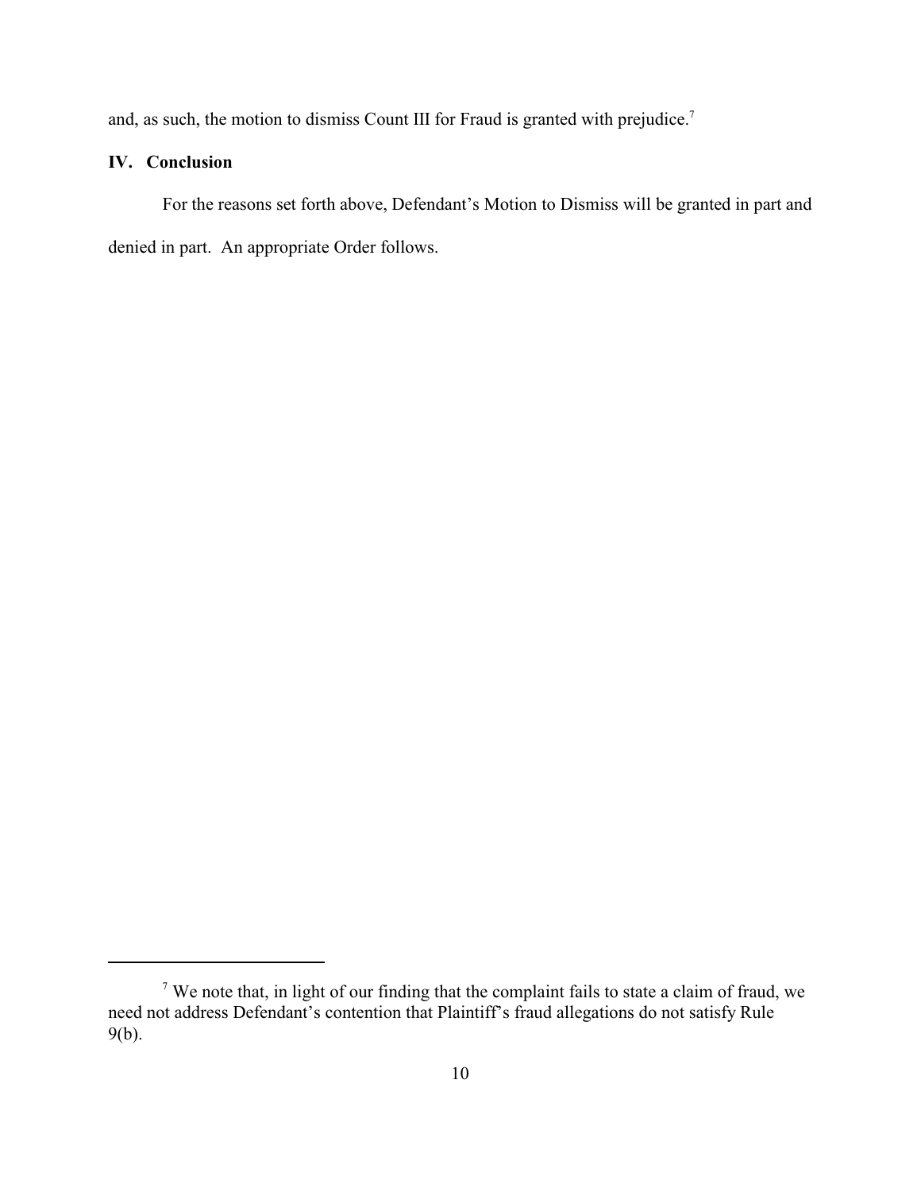and, as such, the motion to dismiss Count III for Fraud is granted with prejudice.[7]

## IV. Conclusion

For the reasons set forth above, Defendant's Motion to Dismiss will be granted in part and denied in part. An appropriate Order follows.

[7] We note that, in light of our finding that the complaint fails to state a claim of fraud, we need not address Defendant's contention that Plaintiff's fraud allegations do not satisfy Rule 9(b).